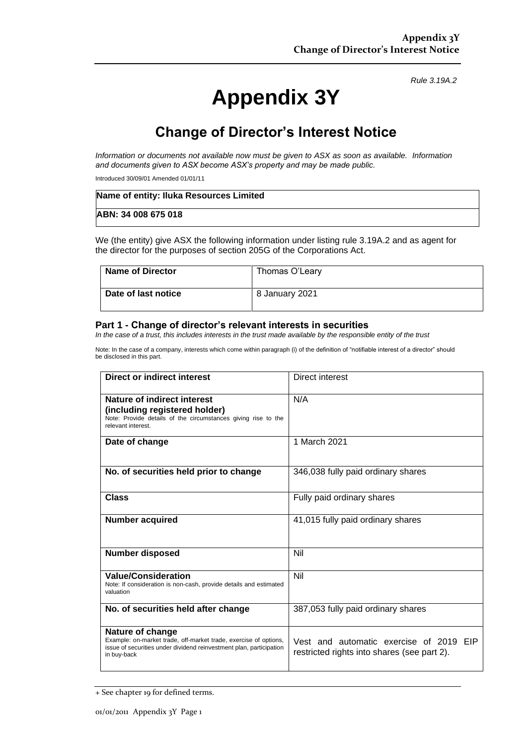*Rule 3.19A.2*

# Appendix 3Y

## Change of Director's Interest Notice

*Information or documents not available now must be given to ASX as soon as available. Information and documents given to ASX become ASX's property and may be made public.*

Introduced 30/09/01 Amended 01/01/11

| Name of entity: Iluka Resources Limited |
|---|
| ABN: 34 008 675 018 |

We (the entity) give ASX the following information under listing rule 3.19A.2 and as agent for the director for the purposes of section 205G of the Corporations Act.

| Name of Director | Thomas O'Leary |
|---|---|
| Date of last notice | 8 January 2021 |

### Part 1 - Change of director's relevant interests in securities

*In the case of a trust, this includes interests in the trust made available by the responsible entity of the trust*

Note: In the case of a company, interests which come within paragraph (i) of the definition of "notifiable interest of a director" should be disclosed in this part.

| | |
|---|---|
| **Direct or indirect interest** | Direct interest |
| **Nature of indirect interest (including registered holder)**<br>Note: Provide details of the circumstances giving rise to the relevant interest. | N/A |
| **Date of change** | 1 March 2021 |
| **No. of securities held prior to change** | 346,038 fully paid ordinary shares |
| **Class** | Fully paid ordinary shares |
| **Number acquired** | 41,015 fully paid ordinary shares |
| **Number disposed** | Nil |
| **Value/Consideration**<br>Note: If consideration is non-cash, provide details and estimated valuation | Nil |
| **No. of securities held after change** | 387,053 fully paid ordinary shares |
| **Nature of change**<br>Example: on-market trade, off-market trade, exercise of options, issue of securities under dividend reinvestment plan, participation in buy-back | Vest and automatic exercise of 2019 EIP restricted rights into shares (see part 2). |

+ See chapter 19 for defined terms.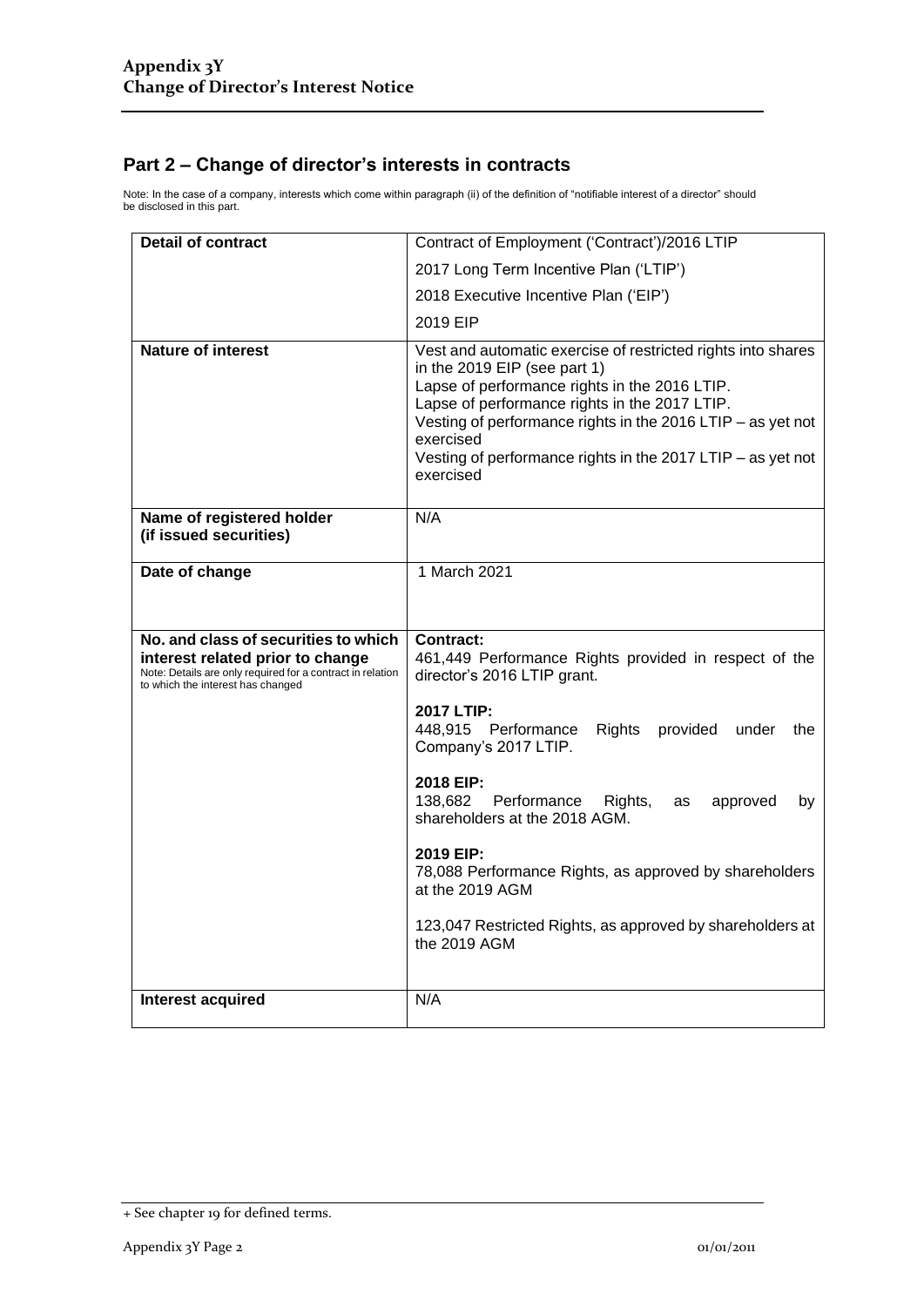## Part 2 – Change of director's interests in contracts

Note: In the case of a company, interests which come within paragraph (ii) of the definition of "notifiable interest of a director" should be disclosed in this part.

| | |
|---|---|
| **Detail of contract** | Contract of Employment ('Contract')/2016 LTIP<br>2017 Long Term Incentive Plan ('LTIP')<br>2018 Executive Incentive Plan ('EIP')<br>2019 EIP |
| **Nature of interest** | Vest and automatic exercise of restricted rights into shares in the 2019 EIP (see part 1)<br>Lapse of performance rights in the 2016 LTIP.<br>Lapse of performance rights in the 2017 LTIP.<br>Vesting of performance rights in the 2016 LTIP – as yet not exercised<br>Vesting of performance rights in the 2017 LTIP – as yet not exercised |
| **Name of registered holder (if issued securities)** | N/A |
| **Date of change** | 1 March 2021 |
| **No. and class of securities to which interest related prior to change**<br>Note: Details are only required for a contract in relation to which the interest has changed | **Contract:**<br>461,449 Performance Rights provided in respect of the director's 2016 LTIP grant.<br><br>**2017 LTIP:**<br>448,915 Performance Rights provided under the Company's 2017 LTIP.<br><br>**2018 EIP:**<br>138,682 Performance Rights, as approved by shareholders at the 2018 AGM.<br><br>**2019 EIP:**<br>78,088 Performance Rights, as approved by shareholders at the 2019 AGM<br><br>123,047 Restricted Rights, as approved by shareholders at the 2019 AGM |
| **Interest acquired** | N/A |

+ See chapter 19 for defined terms.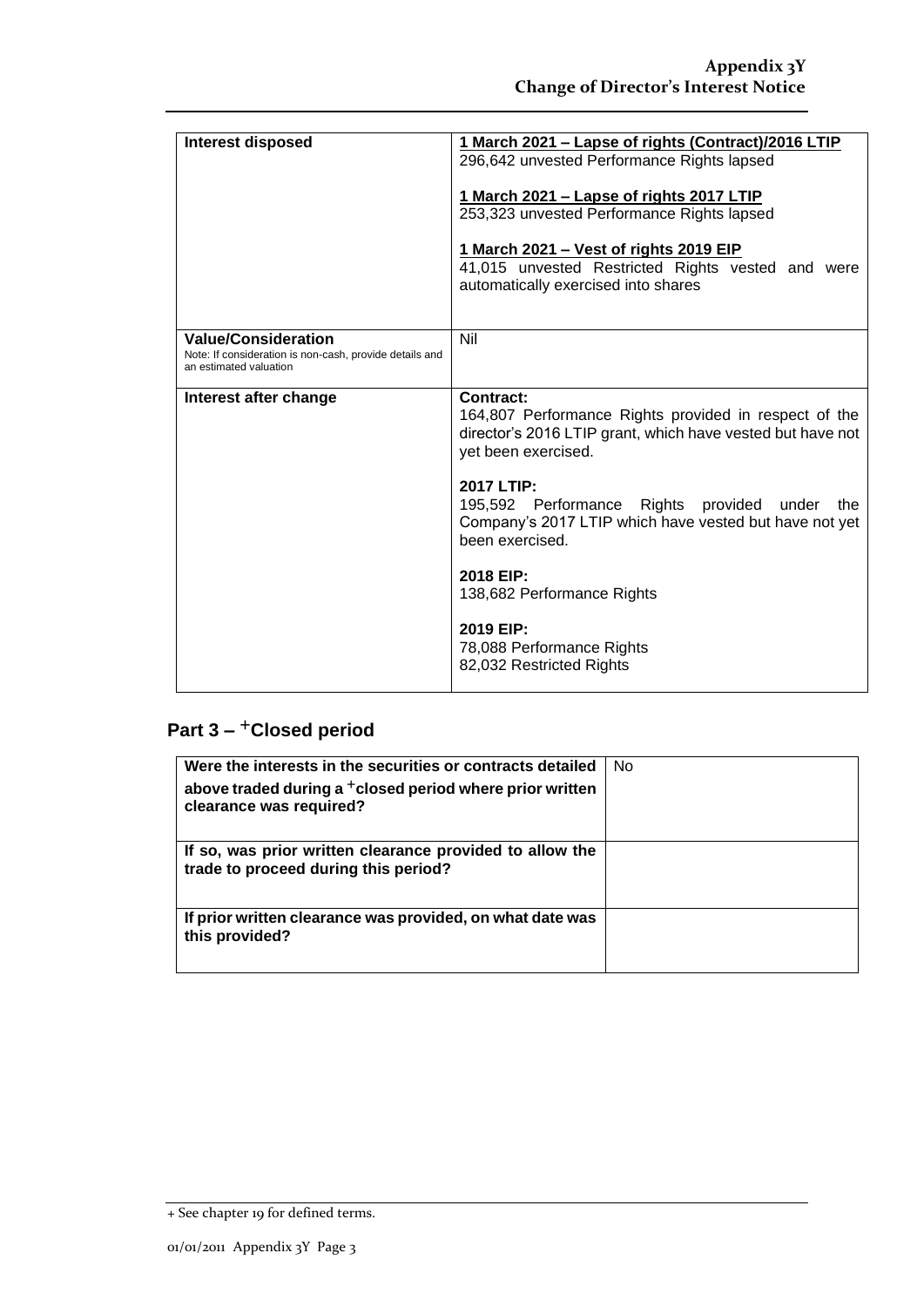| | |
|---|---|
| **Interest disposed** | **1 March 2021 – Lapse of rights (Contract)/2016 LTIP**<br>296,642 unvested Performance Rights lapsed<br><br>**1 March 2021 – Lapse of rights 2017 LTIP**<br>253,323 unvested Performance Rights lapsed<br><br>**1 March 2021 – Vest of rights 2019 EIP**<br>41,015 unvested Restricted Rights vested and were automatically exercised into shares |
| **Value/Consideration**<br>Note: If consideration is non-cash, provide details and an estimated valuation | Nil |
| **Interest after change** | **Contract:**<br>164,807 Performance Rights provided in respect of the director's 2016 LTIP grant, which have vested but have not yet been exercised.<br><br>**2017 LTIP:**<br>195,592 Performance Rights provided under the Company's 2017 LTIP which have vested but have not yet been exercised.<br><br>**2018 EIP:**<br>138,682 Performance Rights<br><br>**2019 EIP:**<br>78,088 Performance Rights<br>82,032 Restricted Rights |

## Part 3 – +Closed period

| | |
|---|---|
| **Were the interests in the securities or contracts detailed above traded during a +closed period where prior written clearance was required?** | No |
| **If so, was prior written clearance provided to allow the trade to proceed during this period?** | |
| **If prior written clearance was provided, on what date was this provided?** | |

+ See chapter 19 for defined terms.